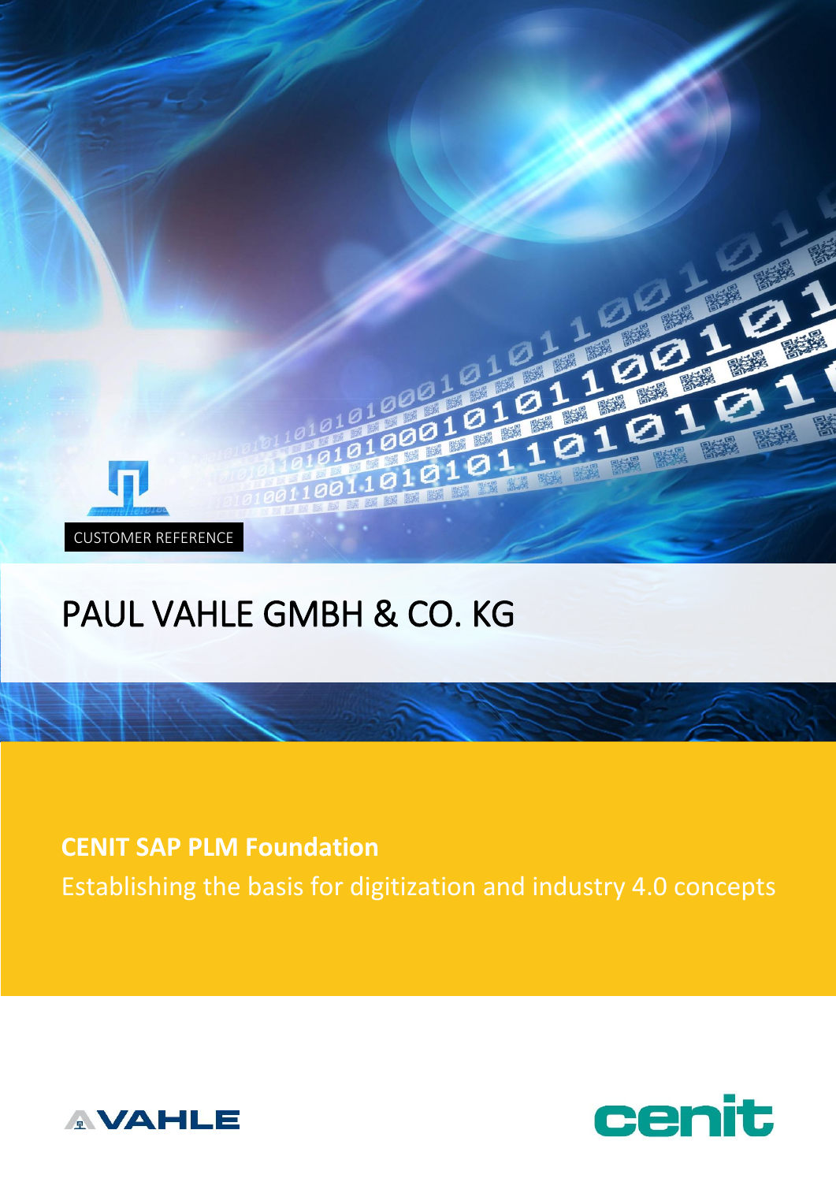CUSTOMER REFERENCE

# PAUL VAHLE GMBH & CO. KG

**CENIT SAP PLM Foundation**

Establishing the basis for digitization and industry 4.0 concepts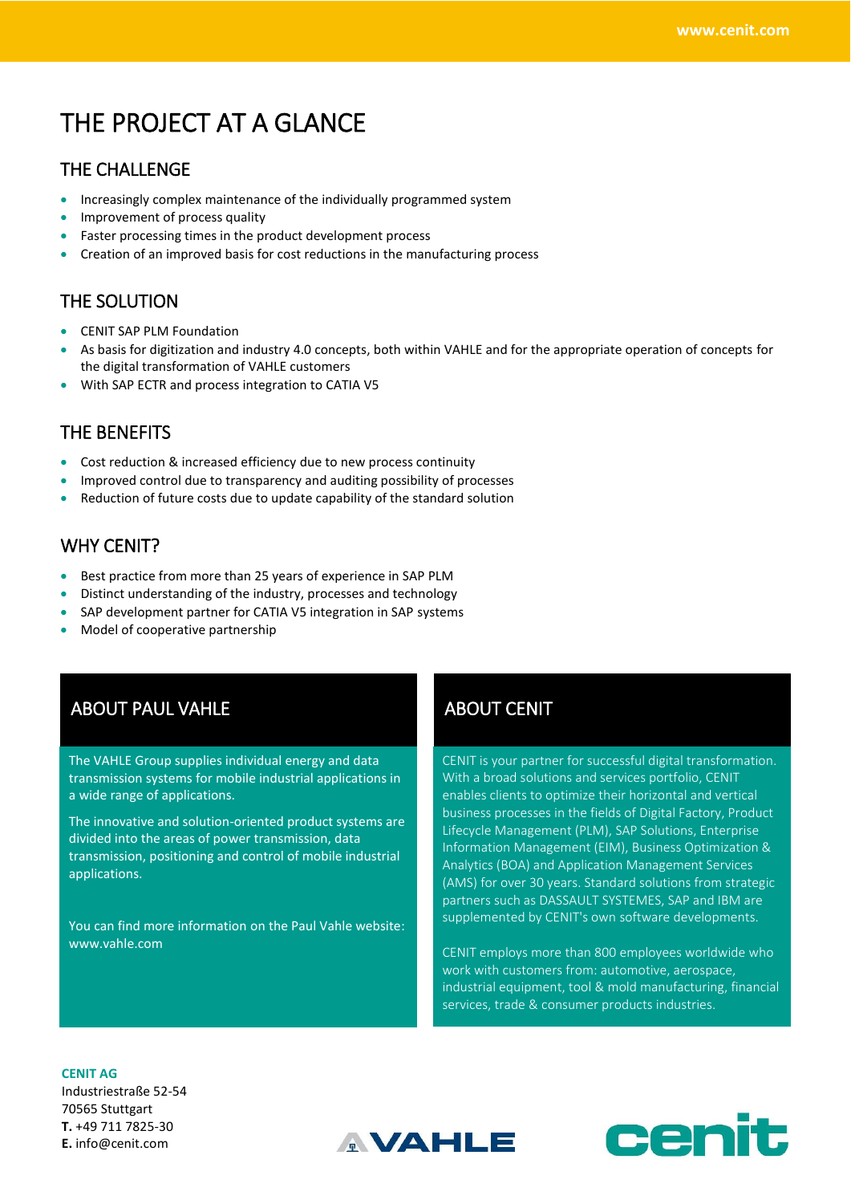# THE PROJECT AT A GLANCE

## THE CHALLENGE

- Increasingly complex maintenance of the individually programmed system
- Improvement of process quality
- Faster processing times in the product development process
- Creation of an improved basis for cost reductions in the manufacturing process

## THE SOLUTION

- CENIT SAP PLM Foundation
- As basis for digitization and industry 4.0 concepts, both within VAHLE and for the appropriate operation of concepts for the digital transformation of VAHLE customers
- With SAP ECTR and process integration to CATIA V5

## THE BENEFITS

- Cost reduction & increased efficiency due to new process continuity
- Improved control due to transparency and auditing possibility of processes
- Reduction of future costs due to update capability of the standard solution

## WHY CENIT?

- Best practice from more than 25 years of experience in SAP PLM
- Distinct understanding of the industry, processes and technology
- SAP development partner for CATIA V5 integration in SAP systems
- Model of cooperative partnership

## ABOUT PAUL VAHLE

The VAHLE Group supplies individual energy and data transmission systems for mobile industrial applications in a wide range of applications.

The innovative and solution-oriented product systems are divided into the areas of power transmission, data transmission, positioning and control of mobile industrial applications.

You can find more information on the Paul Vahle website: www.vahle.com

## ABOUT CENIT

CENIT is your partner for successful digital transformation. With a broad solutions and services portfolio, CENIT enables clients to optimize their horizontal and vertical business processes in the fields of Digital Factory, Product Lifecycle Management (PLM), SAP Solutions, Enterprise Information Management (EIM), Business Optimization & Analytics (BOA) and Application Management Services (AMS) for over 30 years. Standard solutions from strategic partners such as DASSAULT SYSTEMES, SAP and IBM are supplemented by CENIT's own software developments.

CENIT employs more than 800 employees worldwide who work with customers from: automotive, aerospace, industrial equipment, tool & mold manufacturing, financial services, trade & consumer products industries.

**CENIT AG**
Industriestraße 52-54
70565 Stuttgart
**T.** +49 711 7825-30
**E.** info@cenit.com